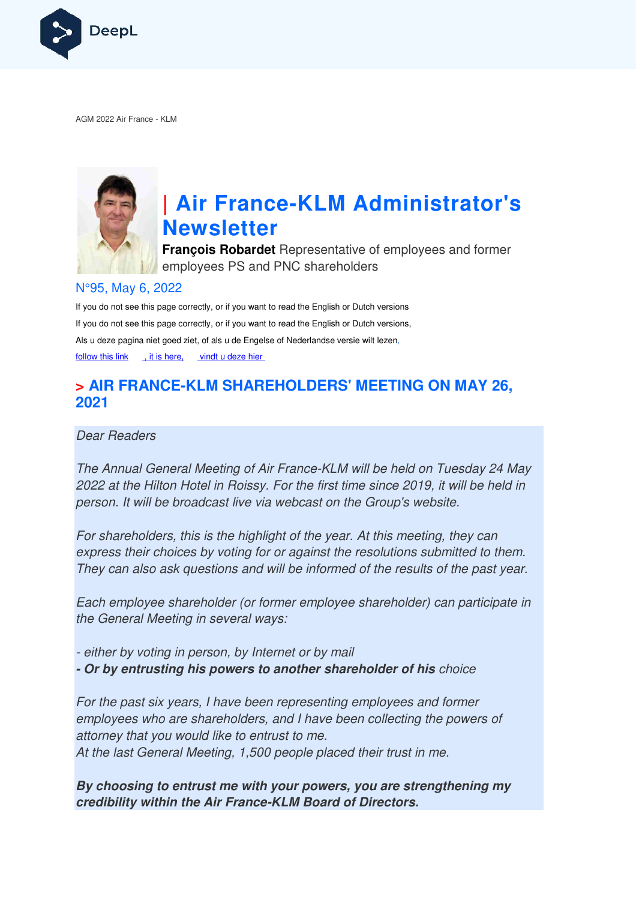AGM 2022 Air France - KLM

# | Air France-KLM Administrator's Newsletter

**François Robardet** Representative of employees and former employees PS and PNC shareholders

N°95, May 6, 2022

If you do not see this page correctly, or if you want to read the English or Dutch versions

If you do not see this page correctly, or if you want to read the English or Dutch versions,

Als u deze pagina niet goed ziet, of als u de Engelse of Nederlandse versie wilt lezen,

follow this link , it is here, vindt u deze hier

## > AIR FRANCE-KLM SHAREHOLDERS' MEETING ON MAY 26, 2021

*Dear Readers*

*The Annual General Meeting of Air France-KLM will be held on Tuesday 24 May 2022 at the Hilton Hotel in Roissy. For the first time since 2019, it will be held in person. It will be broadcast live via webcast on the Group's website.*

*For shareholders, this is the highlight of the year. At this meeting, they can express their choices by voting for or against the resolutions submitted to them. They can also ask questions and will be informed of the results of the past year.*

*Each employee shareholder (or former employee shareholder) can participate in the General Meeting in several ways:*

*- either by voting in person, by Internet or by mail*
***- Or by entrusting his powers to another shareholder of his** choice*

*For the past six years, I have been representing employees and former employees who are shareholders, and I have been collecting the powers of attorney that you would like to entrust to me.*
*At the last General Meeting, 1,500 people placed their trust in me.*

***By choosing to entrust me with your powers, you are strengthening my credibility within the Air France-KLM Board of Directors.***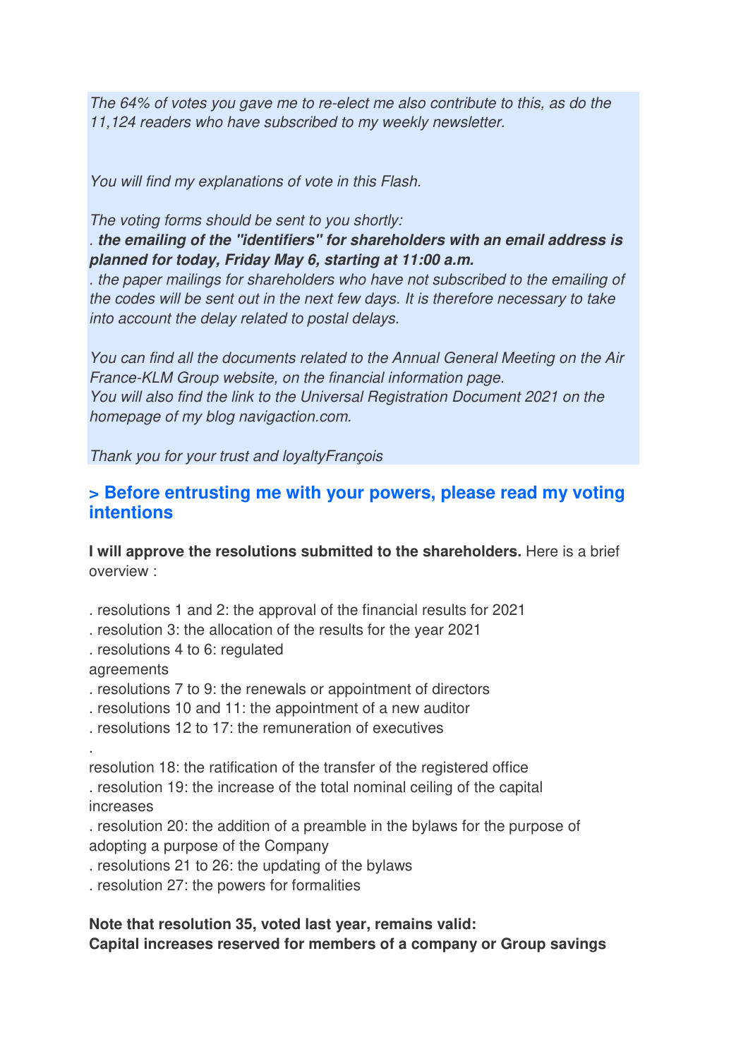*The 64% of votes you gave me to re-elect me also contribute to this, as do the 11,124 readers who have subscribed to my weekly newsletter.*

*You will find my explanations of vote in this Flash.*

*The voting forms should be sent to you shortly:*
*. **the emailing of the "identifiers" for shareholders with an email address is planned for today, Friday May 6, starting at 11:00 a.m.***
*. the paper mailings for shareholders who have not subscribed to the emailing of the codes will be sent out in the next few days. It is therefore necessary to take into account the delay related to postal delays.*

*You can find all the documents related to the Annual General Meeting on the Air France-KLM Group website, on the financial information page.*
*You will also find the link to the Universal Registration Document 2021 on the homepage of my blog navigaction.com.*

*Thank you for your trust and loyaltyFrançois*

## > Before entrusting me with your powers, please read my voting intentions

**I will approve the resolutions submitted to the shareholders.** Here is a brief overview :

. resolutions 1 and 2: the approval of the financial results for 2021
. resolution 3: the allocation of the results for the year 2021
. resolutions 4 to 6: regulated agreements
. resolutions 7 to 9: the renewals or appointment of directors
. resolutions 10 and 11: the appointment of a new auditor
. resolutions 12 to 17: the remuneration of executives
. resolution 18: the ratification of the transfer of the registered office
. resolution 19: the increase of the total nominal ceiling of the capital increases
. resolution 20: the addition of a preamble in the bylaws for the purpose of adopting a purpose of the Company
. resolutions 21 to 26: the updating of the bylaws
. resolution 27: the powers for formalities

**Note that resolution 35, voted last year, remains valid:**
**Capital increases reserved for members of a company or Group savings**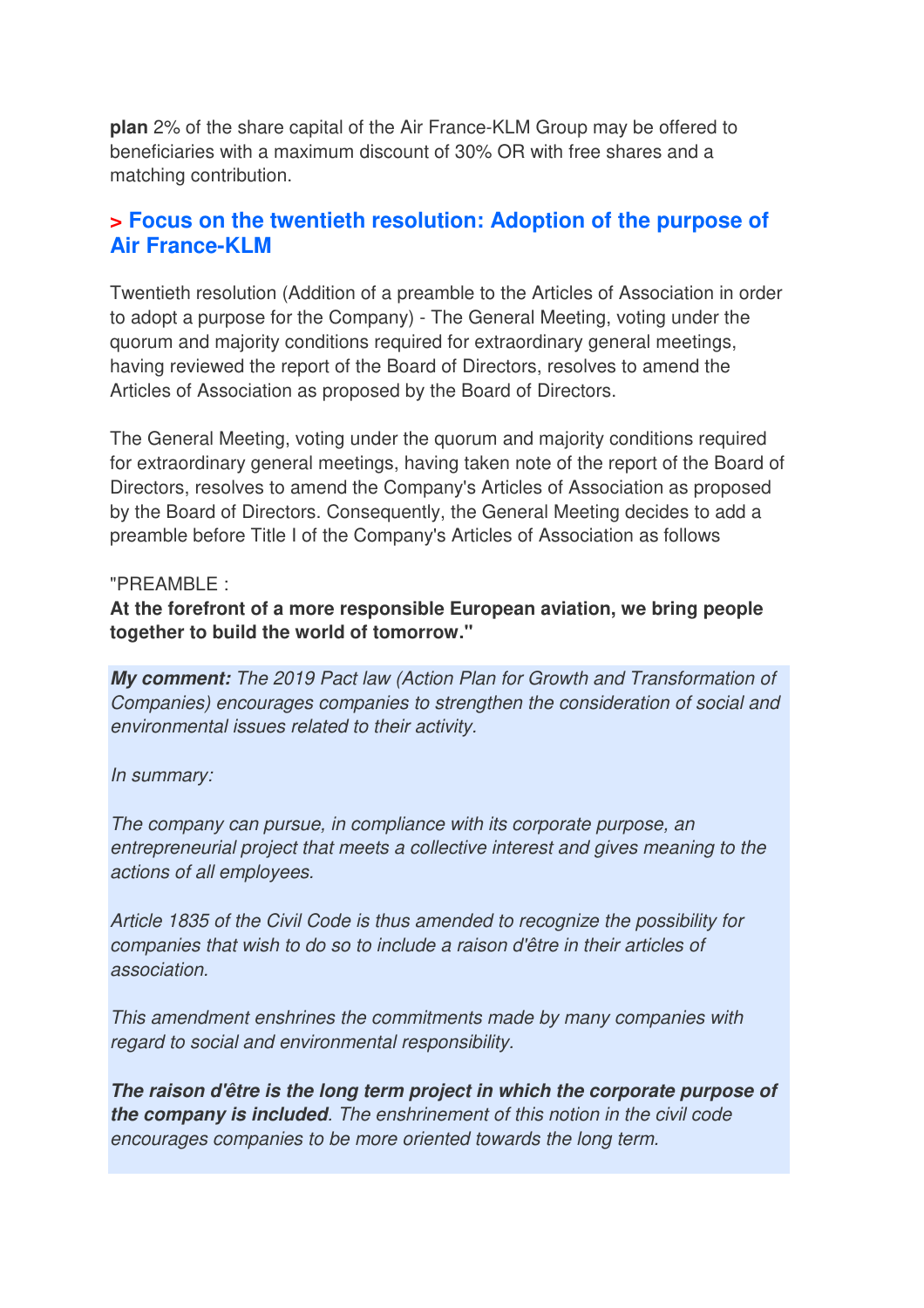**plan** 2% of the share capital of the Air France-KLM Group may be offered to beneficiaries with a maximum discount of 30% OR with free shares and a matching contribution.

## > Focus on the twentieth resolution: Adoption of the purpose of Air France-KLM

Twentieth resolution (Addition of a preamble to the Articles of Association in order to adopt a purpose for the Company) - The General Meeting, voting under the quorum and majority conditions required for extraordinary general meetings, having reviewed the report of the Board of Directors, resolves to amend the Articles of Association as proposed by the Board of Directors.

The General Meeting, voting under the quorum and majority conditions required for extraordinary general meetings, having taken note of the report of the Board of Directors, resolves to amend the Company's Articles of Association as proposed by the Board of Directors. Consequently, the General Meeting decides to add a preamble before Title I of the Company's Articles of Association as follows

"PREAMBLE :
**At the forefront of a more responsible European aviation, we bring people together to build the world of tomorrow."**

***My comment:*** *The 2019 Pact law (Action Plan for Growth and Transformation of Companies) encourages companies to strengthen the consideration of social and environmental issues related to their activity.*

*In summary:*

*The company can pursue, in compliance with its corporate purpose, an entrepreneurial project that meets a collective interest and gives meaning to the actions of all employees.*

*Article 1835 of the Civil Code is thus amended to recognize the possibility for companies that wish to do so to include a raison d'être in their articles of association.*

*This amendment enshrines the commitments made by many companies with regard to social and environmental responsibility.*

***The raison d'être is the long term project in which the corporate purpose of the company is included****. The enshrinement of this notion in the civil code encourages companies to be more oriented towards the long term.*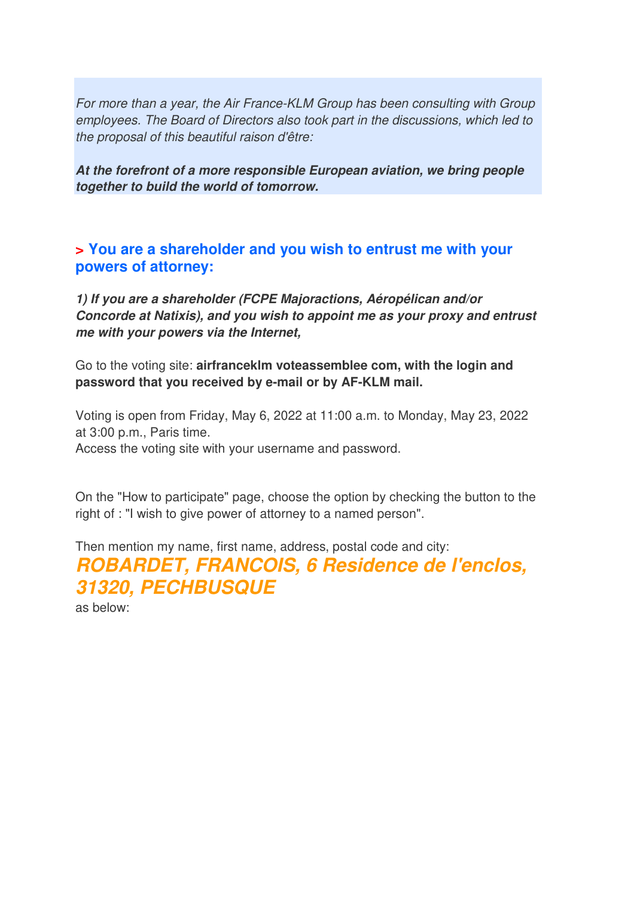*For more than a year, the Air France-KLM Group has been consulting with Group employees. The Board of Directors also took part in the discussions, which led to the proposal of this beautiful raison d'être:*

***At the forefront of a more responsible European aviation, we bring people together to build the world of tomorrow.***

### > You are a shareholder and you wish to entrust me with your powers of attorney:

***1) If you are a shareholder (FCPE Majoractions, Aéropélican and/or Concorde at Natixis), and you wish to appoint me as your proxy and entrust me with your powers via the Internet,***

Go to the voting site: **airfranceklm voteassemblee com, with the login and password that you received by e-mail or by AF-KLM mail.**

Voting is open from Friday, May 6, 2022 at 11:00 a.m. to Monday, May 23, 2022 at 3:00 p.m., Paris time.
Access the voting site with your username and password.

On the "How to participate" page, choose the option by checking the button to the right of : "I wish to give power of attorney to a named person".

Then mention my name, first name, address, postal code and city:

***ROBARDET, FRANCOIS, 6 Residence de l'enclos, 31320, PECHBUSQUE***

as below: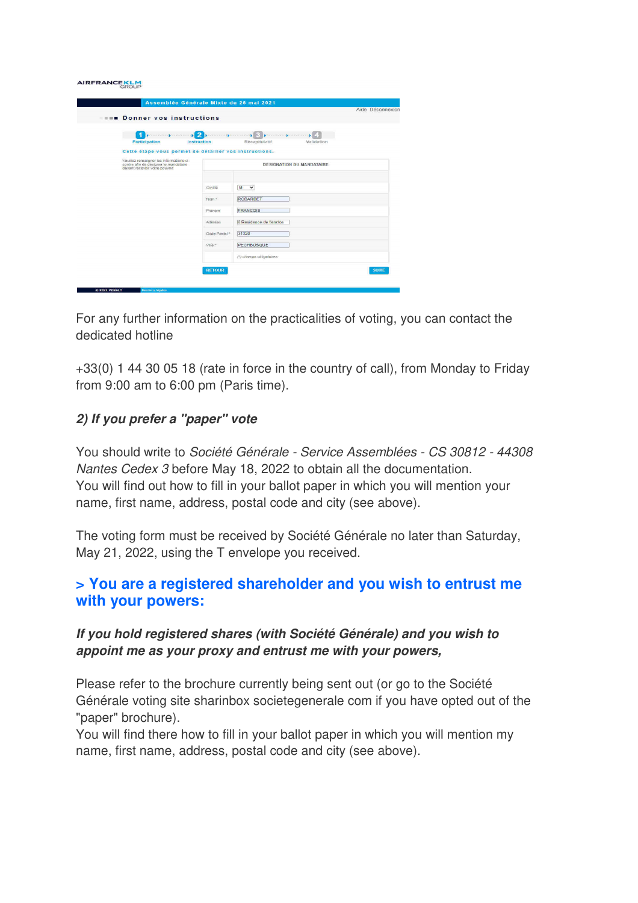AIRFRANCE KLM GROUP

Assemblée Générale Mixte du 26 mai 2021

Aide Déconnexion

Donner vos instructions

1 Participation → 2 Instruction → 3 Récapitulatif → 4 Validation

Cette étape vous permet de détailler vos instructions.

Veuillez renseigner les informations ci-contre afin de désigner le mandataire devant recevoir votre pouvoir.

| DESIGNATION DU MANDATAIRE | |
|---|---|
| Civilité | M |
| Nom * | ROBARDET |
| Prénom | FRANCOIS |
| Adresse | 6 Residence de l'enclos |
| Code Postal * | 31320 |
| Ville * | PECHBUSQUE |
| | (*) champs obligatoires |

RETOUR SUITE

© 2021 VOXALY

For any further information on the practicalities of voting, you can contact the dedicated hotline

+33(0) 1 44 30 05 18 (rate in force in the country of call), from Monday to Friday from 9:00 am to 6:00 pm (Paris time).

***2) If you prefer a "paper" vote***

You should write to *Société Générale - Service Assemblées - CS 30812 - 44308 Nantes Cedex 3* before May 18, 2022 to obtain all the documentation.
You will find out how to fill in your ballot paper in which you will mention your name, first name, address, postal code and city (see above).

The voting form must be received by Société Générale no later than Saturday, May 21, 2022, using the T envelope you received.

## > You are a registered shareholder and you wish to entrust me with your powers:

***If you hold registered shares (with Société Générale) and you wish to appoint me as your proxy and entrust me with your powers,***

Please refer to the brochure currently being sent out (or go to the Société Générale voting site sharinbox societegenerale com if you have opted out of the "paper" brochure).
You will find there how to fill in your ballot paper in which you will mention my name, first name, address, postal code and city (see above).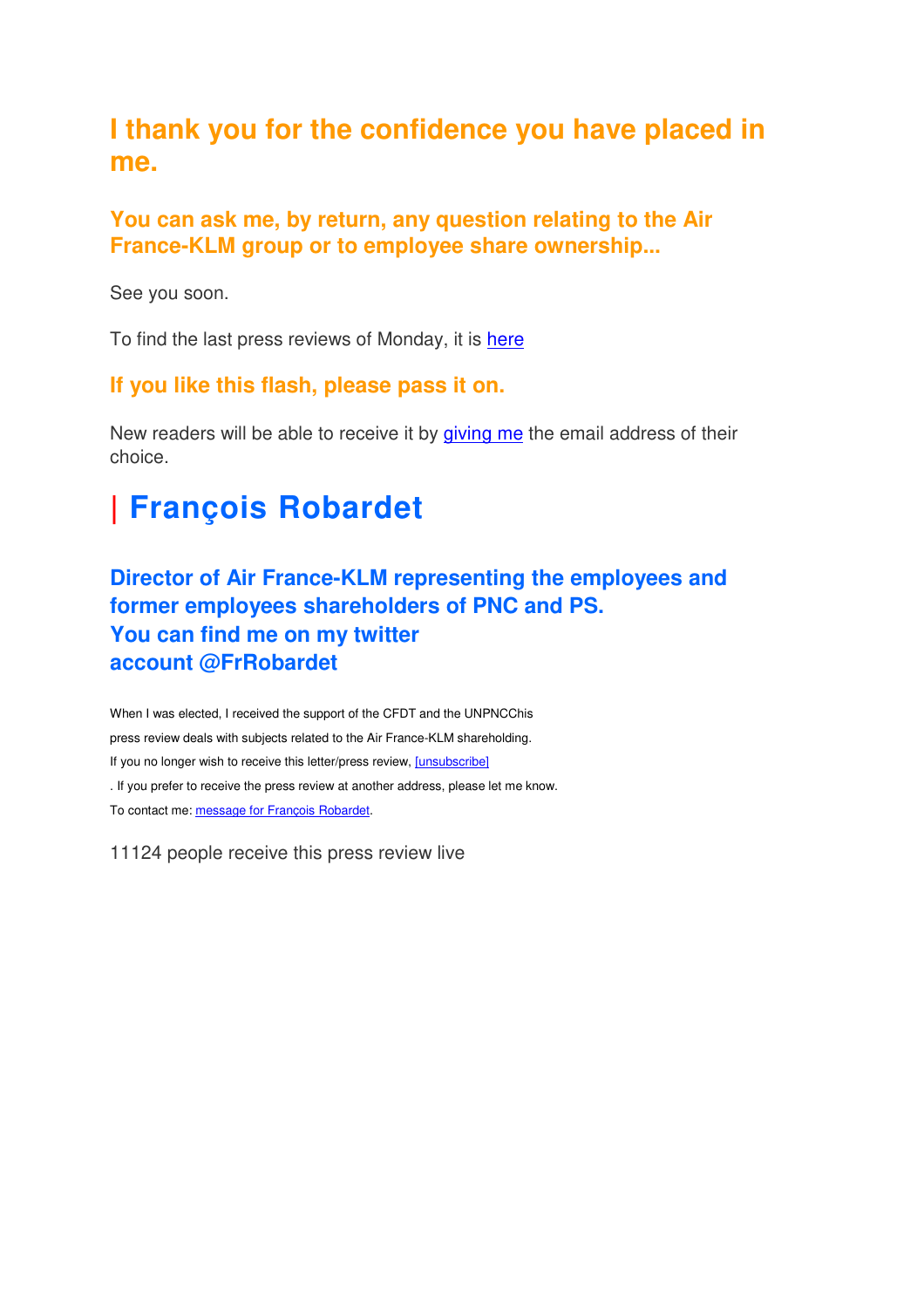## I thank you for the confidence you have placed in me.

### You can ask me, by return, any question relating to the Air France-KLM group or to employee share ownership...

See you soon.

To find the last press reviews of Monday, it is here

### If you like this flash, please pass it on.

New readers will be able to receive it by giving me the email address of their choice.

# | François Robardet

### Director of Air France-KLM representing the employees and former employees shareholders of PNC and PS.
### You can find me on my twitter account @FrRobardet

When I was elected, I received the support of the CFDT and the UNPNCthis press review deals with subjects related to the Air France-KLM shareholding.
If you no longer wish to receive this letter/press review, [unsubscribe]
. If you prefer to receive the press review at another address, please let me know.
To contact me: message for François Robardet.

11124 people receive this press review live